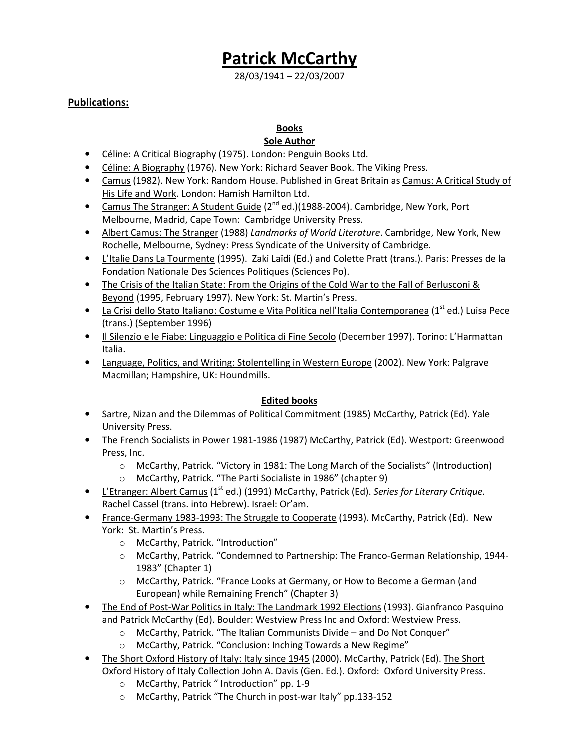# Patrick McCarthy

28/03/1941 – 22/03/2007

## Publications:

### Books

#### Sole Author

- Céline: A Critical Biography (1975). London: Penguin Books Ltd.
- Céline: A Biography (1976). New York: Richard Seaver Book. The Viking Press.
- Camus (1982). New York: Random House. Published in Great Britain as Camus: A Critical Study of His Life and Work. London: Hamish Hamilton Ltd.
- Camus The Stranger: A Student Guide (2nd ed.)(1988-2004). Cambridge, New York, Port Melbourne, Madrid, Cape Town: Cambridge University Press.
- Albert Camus: The Stranger (1988) *Landmarks of World Literature*. Cambridge, New York, New Rochelle, Melbourne, Sydney: Press Syndicate of the University of Cambridge.
- L'Italie Dans La Tourmente (1995). Zaki Laïdi (Ed.) and Colette Pratt (trans.). Paris: Presses de la Fondation Nationale Des Sciences Politiques (Sciences Po).
- The Crisis of the Italian State: From the Origins of the Cold War to the Fall of Berlusconi & Beyond (1995, February 1997). New York: St. Martin's Press.
- La Crisi dello Stato Italiano: Costume e Vita Politica nell'Italia Contemporanea (1st ed.) Luisa Pece (trans.) (September 1996)
- Il Silenzio e le Fiabe: Linguaggio e Politica di Fine Secolo (December 1997). Torino: L'Harmattan Italia.
- Language, Politics, and Writing: Stolentelling in Western Europe (2002). New York: Palgrave Macmillan; Hampshire, UK: Houndmills.

#### Edited books

- Sartre, Nizan and the Dilemmas of Political Commitment (1985) McCarthy, Patrick (Ed). Yale University Press.
- The French Socialists in Power 1981-1986 (1987) McCarthy, Patrick (Ed). Westport: Greenwood Press, Inc.
  - McCarthy, Patrick. "Victory in 1981: The Long March of the Socialists" (Introduction)
  - McCarthy, Patrick. "The Parti Socialiste in 1986" (chapter 9)
- L'Etranger: Albert Camus (1st ed.) (1991) McCarthy, Patrick (Ed). *Series for Literary Critique.* Rachel Cassel (trans. into Hebrew). Israel: Or'am.
- France-Germany 1983-1993: The Struggle to Cooperate (1993). McCarthy, Patrick (Ed). New York: St. Martin's Press.
  - McCarthy, Patrick. "Introduction"
  - McCarthy, Patrick. "Condemned to Partnership: The Franco-German Relationship, 1944-1983" (Chapter 1)
  - McCarthy, Patrick. "France Looks at Germany, or How to Become a German (and European) while Remaining French" (Chapter 3)
- The End of Post-War Politics in Italy: The Landmark 1992 Elections (1993). Gianfranco Pasquino and Patrick McCarthy (Ed). Boulder: Westview Press Inc and Oxford: Westview Press.
  - McCarthy, Patrick. "The Italian Communists Divide – and Do Not Conquer"
  - McCarthy, Patrick. "Conclusion: Inching Towards a New Regime"
- The Short Oxford History of Italy: Italy since 1945 (2000). McCarthy, Patrick (Ed). The Short Oxford History of Italy Collection John A. Davis (Gen. Ed.). Oxford: Oxford University Press.
  - McCarthy, Patrick " Introduction" pp. 1-9
  - McCarthy, Patrick "The Church in post-war Italy" pp.133-152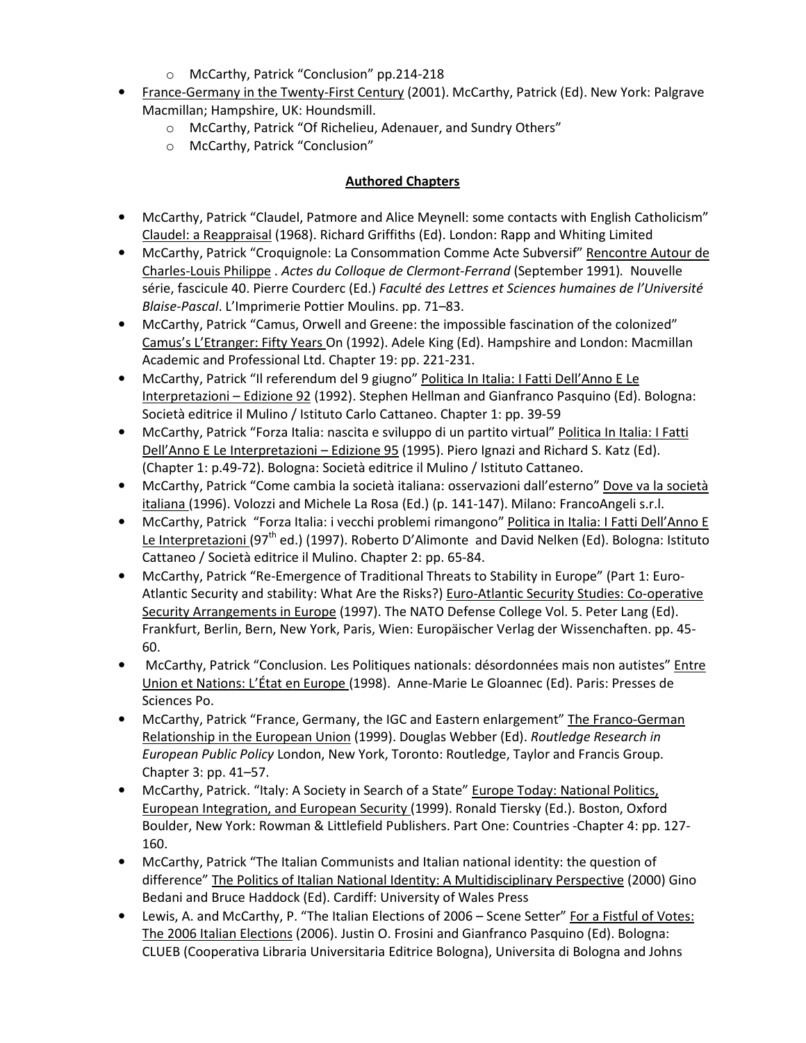- McCarthy, Patrick "Conclusion" pp.214-218
- France-Germany in the Twenty-First Century (2001). McCarthy, Patrick (Ed). New York: Palgrave Macmillan; Hampshire, UK: Houndsmill.
    - McCarthy, Patrick "Of Richelieu, Adenauer, and Sundry Others"
    - McCarthy, Patrick "Conclusion"

**Authored Chapters**

- McCarthy, Patrick "Claudel, Patmore and Alice Meynell: some contacts with English Catholicism" Claudel: a Reappraisal (1968). Richard Griffiths (Ed). London: Rapp and Whiting Limited
- McCarthy, Patrick "Croquignole: La Consommation Comme Acte Subversif" Rencontre Autour de Charles-Louis Philippe . *Actes du Colloque de Clermont-Ferrand* (September 1991). Nouvelle série, fascicule 40. Pierre Courderc (Ed.) *Faculté des Lettres et Sciences humaines de l'Université Blaise-Pascal*. L'Imprimerie Pottier Moulins. pp. 71–83.
- McCarthy, Patrick "Camus, Orwell and Greene: the impossible fascination of the colonized" Camus's L'Etranger: Fifty Years On (1992). Adele King (Ed). Hampshire and London: Macmillan Academic and Professional Ltd. Chapter 19: pp. 221-231.
- McCarthy, Patrick "Il referendum del 9 giugno" Politica In Italia: I Fatti Dell'Anno E Le Interpretazioni – Edizione 92 (1992). Stephen Hellman and Gianfranco Pasquino (Ed). Bologna: Società editrice il Mulino / Istituto Carlo Cattaneo. Chapter 1: pp. 39-59
- McCarthy, Patrick "Forza Italia: nascita e sviluppo di un partito virtual" Politica In Italia: I Fatti Dell'Anno E Le Interpretazioni – Edizione 95 (1995). Piero Ignazi and Richard S. Katz (Ed). (Chapter 1: p.49-72). Bologna: Società editrice il Mulino / Istituto Cattaneo.
- McCarthy, Patrick "Come cambia la società italiana: osservazioni dall'esterno" Dove va la società italiana (1996). Volozzi and Michele La Rosa (Ed.) (p. 141-147). Milano: FrancoAngeli s.r.l.
- McCarthy, Patrick "Forza Italia: i vecchi problemi rimangono" Politica in Italia: I Fatti Dell'Anno E Le Interpretazioni (97th ed.) (1997). Roberto D'Alimonte and David Nelken (Ed). Bologna: Istituto Cattaneo / Società editrice il Mulino. Chapter 2: pp. 65-84.
- McCarthy, Patrick "Re-Emergence of Traditional Threats to Stability in Europe" (Part 1: Euro-Atlantic Security and stability: What Are the Risks?) Euro-Atlantic Security Studies: Co-operative Security Arrangements in Europe (1997). The NATO Defense College Vol. 5. Peter Lang (Ed). Frankfurt, Berlin, Bern, New York, Paris, Wien: Europäischer Verlag der Wissenschaften. pp. 45-60.
- McCarthy, Patrick "Conclusion. Les Politiques nationals: désordonnées mais non autistes" Entre Union et Nations: L'État en Europe (1998). Anne-Marie Le Gloannec (Ed). Paris: Presses de Sciences Po.
- McCarthy, Patrick "France, Germany, the IGC and Eastern enlargement" The Franco-German Relationship in the European Union (1999). Douglas Webber (Ed). *Routledge Research in European Public Policy* London, New York, Toronto: Routledge, Taylor and Francis Group. Chapter 3: pp. 41–57.
- McCarthy, Patrick. "Italy: A Society in Search of a State" Europe Today: National Politics, European Integration, and European Security (1999). Ronald Tiersky (Ed.). Boston, Oxford Boulder, New York: Rowman & Littlefield Publishers. Part One: Countries -Chapter 4: pp. 127-160.
- McCarthy, Patrick "The Italian Communists and Italian national identity: the question of difference" The Politics of Italian National Identity: A Multidisciplinary Perspective (2000) Gino Bedani and Bruce Haddock (Ed). Cardiff: University of Wales Press
- Lewis, A. and McCarthy, P. "The Italian Elections of 2006 – Scene Setter" For a Fistful of Votes: The 2006 Italian Elections (2006). Justin O. Frosini and Gianfranco Pasquino (Ed). Bologna: CLUEB (Cooperativa Libraria Universitaria Editrice Bologna), Universita di Bologna and Johns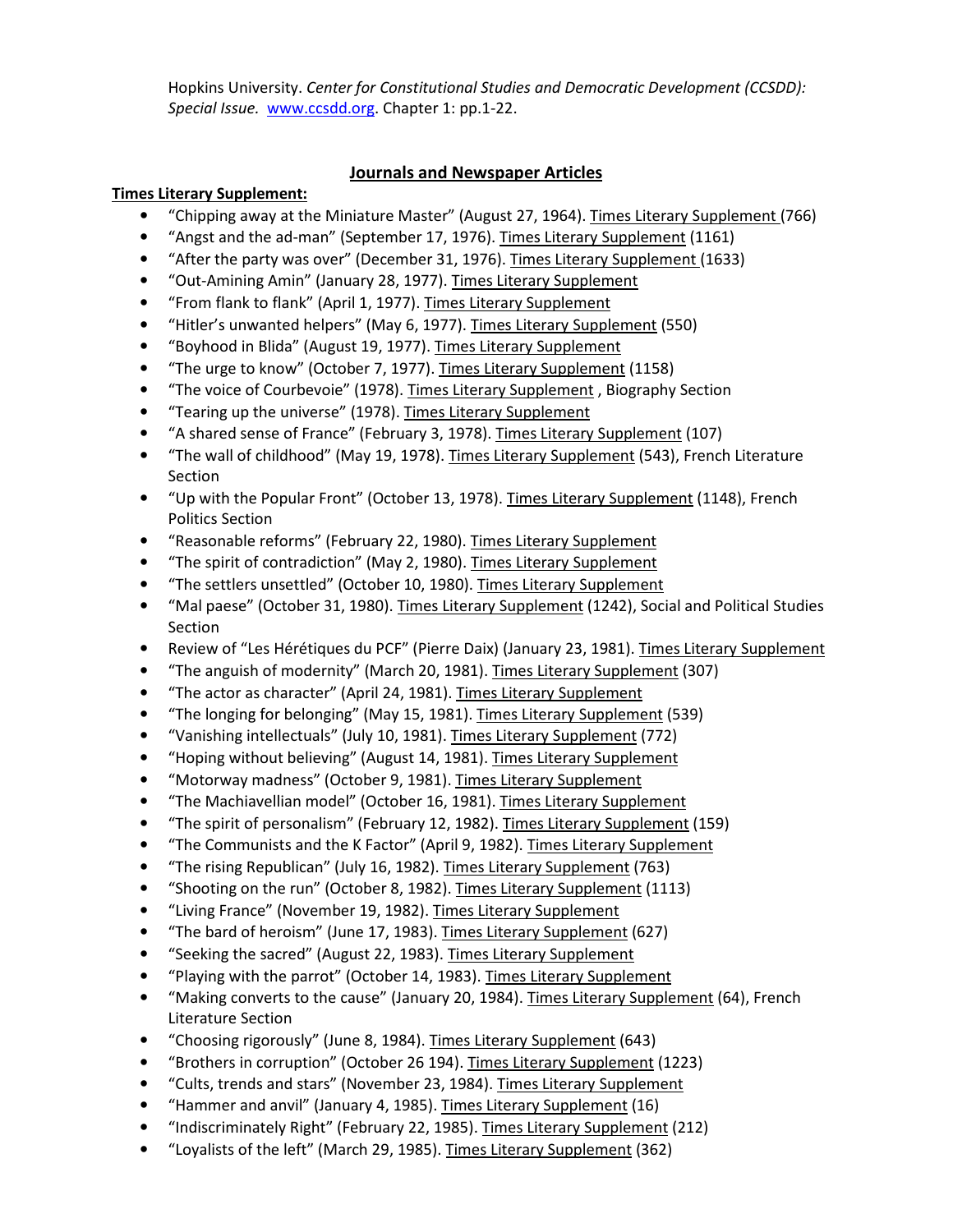Hopkins University. *Center for Constitutional Studies and Democratic Development (CCSDD): Special Issue.* www.ccsdd.org. Chapter 1: pp.1-22.

## Journals and Newspaper Articles

**Times Literary Supplement:**

- "Chipping away at the Miniature Master" (August 27, 1964). Times Literary Supplement (766)
- "Angst and the ad-man" (September 17, 1976). Times Literary Supplement (1161)
- "After the party was over" (December 31, 1976). Times Literary Supplement (1633)
- "Out-Amining Amin" (January 28, 1977). Times Literary Supplement
- "From flank to flank" (April 1, 1977). Times Literary Supplement
- "Hitler's unwanted helpers" (May 6, 1977). Times Literary Supplement (550)
- "Boyhood in Blida" (August 19, 1977). Times Literary Supplement
- "The urge to know" (October 7, 1977). Times Literary Supplement (1158)
- "The voice of Courbevoie" (1978). Times Literary Supplement , Biography Section
- "Tearing up the universe" (1978). Times Literary Supplement
- "A shared sense of France" (February 3, 1978). Times Literary Supplement (107)
- "The wall of childhood" (May 19, 1978). Times Literary Supplement (543), French Literature Section
- "Up with the Popular Front" (October 13, 1978). Times Literary Supplement (1148), French Politics Section
- "Reasonable reforms" (February 22, 1980). Times Literary Supplement
- "The spirit of contradiction" (May 2, 1980). Times Literary Supplement
- "The settlers unsettled" (October 10, 1980). Times Literary Supplement
- "Mal paese" (October 31, 1980). Times Literary Supplement (1242), Social and Political Studies Section
- Review of "Les Hérétiques du PCF" (Pierre Daix) (January 23, 1981). Times Literary Supplement
- "The anguish of modernity" (March 20, 1981). Times Literary Supplement (307)
- "The actor as character" (April 24, 1981). Times Literary Supplement
- "The longing for belonging" (May 15, 1981). Times Literary Supplement (539)
- "Vanishing intellectuals" (July 10, 1981). Times Literary Supplement (772)
- "Hoping without believing" (August 14, 1981). Times Literary Supplement
- "Motorway madness" (October 9, 1981). Times Literary Supplement
- "The Machiavellian model" (October 16, 1981). Times Literary Supplement
- "The spirit of personalism" (February 12, 1982). Times Literary Supplement (159)
- "The Communists and the K Factor" (April 9, 1982). Times Literary Supplement
- "The rising Republican" (July 16, 1982). Times Literary Supplement (763)
- "Shooting on the run" (October 8, 1982). Times Literary Supplement (1113)
- "Living France" (November 19, 1982). Times Literary Supplement
- "The bard of heroism" (June 17, 1983). Times Literary Supplement (627)
- "Seeking the sacred" (August 22, 1983). Times Literary Supplement
- "Playing with the parrot" (October 14, 1983). Times Literary Supplement
- "Making converts to the cause" (January 20, 1984). Times Literary Supplement (64), French Literature Section
- "Choosing rigorously" (June 8, 1984). Times Literary Supplement (643)
- "Brothers in corruption" (October 26 194). Times Literary Supplement (1223)
- "Cults, trends and stars" (November 23, 1984). Times Literary Supplement
- "Hammer and anvil" (January 4, 1985). Times Literary Supplement (16)
- "Indiscriminately Right" (February 22, 1985). Times Literary Supplement (212)
- "Loyalists of the left" (March 29, 1985). Times Literary Supplement (362)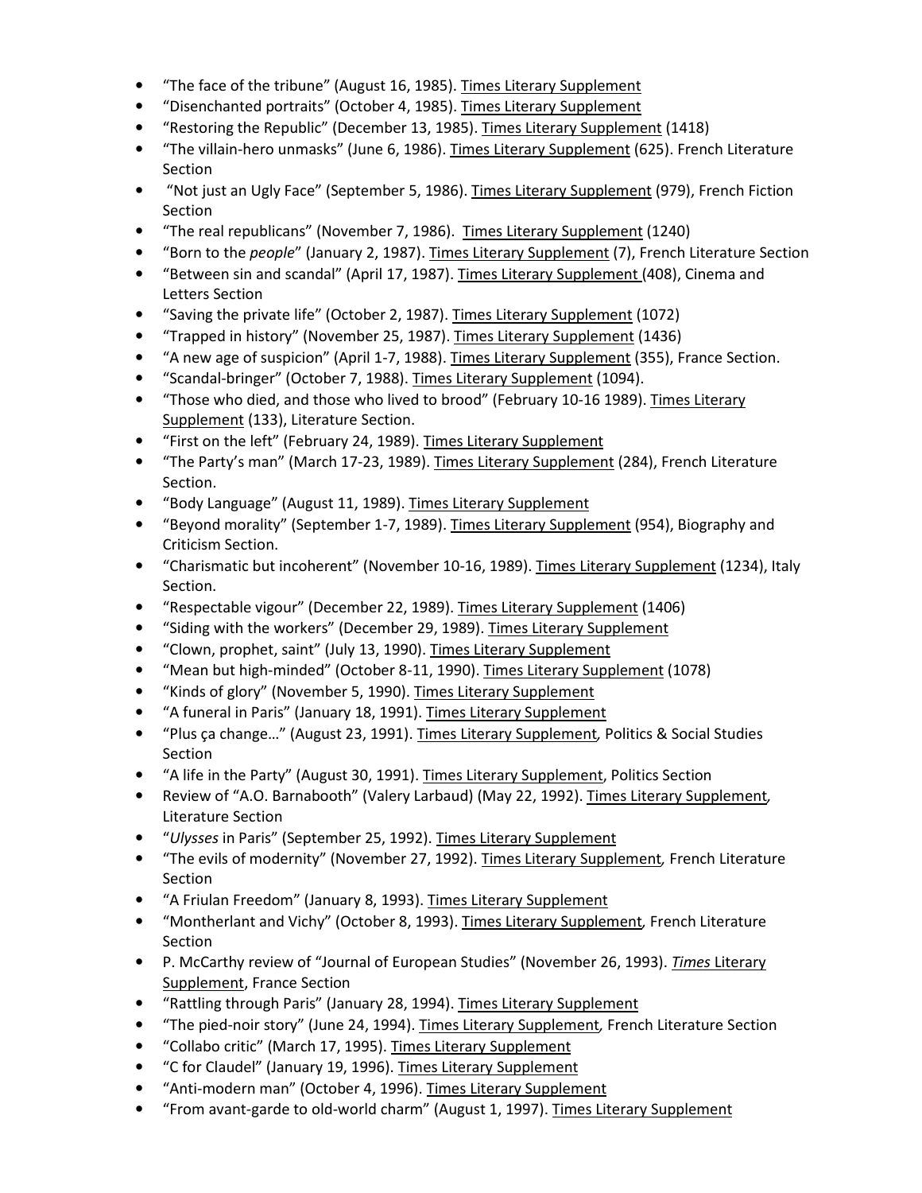- "The face of the tribune" (August 16, 1985). Times Literary Supplement
- "Disenchanted portraits" (October 4, 1985). Times Literary Supplement
- "Restoring the Republic" (December 13, 1985). Times Literary Supplement (1418)
- "The villain-hero unmasks" (June 6, 1986). Times Literary Supplement (625). French Literature Section
- "Not just an Ugly Face" (September 5, 1986). Times Literary Supplement (979), French Fiction Section
- "The real republicans" (November 7, 1986). Times Literary Supplement (1240)
- "Born to the *people*" (January 2, 1987). Times Literary Supplement (7), French Literature Section
- "Between sin and scandal" (April 17, 1987). Times Literary Supplement (408), Cinema and Letters Section
- "Saving the private life" (October 2, 1987). Times Literary Supplement (1072)
- "Trapped in history" (November 25, 1987). Times Literary Supplement (1436)
- "A new age of suspicion" (April 1-7, 1988). Times Literary Supplement (355), France Section.
- "Scandal-bringer" (October 7, 1988). Times Literary Supplement (1094).
- "Those who died, and those who lived to brood" (February 10-16 1989). Times Literary Supplement (133), Literature Section.
- "First on the left" (February 24, 1989). Times Literary Supplement
- "The Party's man" (March 17-23, 1989). Times Literary Supplement (284), French Literature Section.
- "Body Language" (August 11, 1989). Times Literary Supplement
- "Beyond morality" (September 1-7, 1989). Times Literary Supplement (954), Biography and Criticism Section.
- "Charismatic but incoherent" (November 10-16, 1989). Times Literary Supplement (1234), Italy Section.
- "Respectable vigour" (December 22, 1989). Times Literary Supplement (1406)
- "Siding with the workers" (December 29, 1989). Times Literary Supplement
- "Clown, prophet, saint" (July 13, 1990). Times Literary Supplement
- "Mean but high-minded" (October 8-11, 1990). Times Literary Supplement (1078)
- "Kinds of glory" (November 5, 1990). Times Literary Supplement
- "A funeral in Paris" (January 18, 1991). Times Literary Supplement
- "Plus ça change…" (August 23, 1991). Times Literary Supplement, Politics & Social Studies Section
- "A life in the Party" (August 30, 1991). Times Literary Supplement, Politics Section
- Review of "A.O. Barnabooth" (Valery Larbaud) (May 22, 1992). Times Literary Supplement, Literature Section
- "*Ulysses* in Paris" (September 25, 1992). Times Literary Supplement
- "The evils of modernity" (November 27, 1992). Times Literary Supplement, French Literature Section
- "A Friulan Freedom" (January 8, 1993). Times Literary Supplement
- "Montherlant and Vichy" (October 8, 1993). Times Literary Supplement, French Literature Section
- P. McCarthy review of "Journal of European Studies" (November 26, 1993). *Times* Literary Supplement, France Section
- "Rattling through Paris" (January 28, 1994). Times Literary Supplement
- "The pied-noir story" (June 24, 1994). Times Literary Supplement, French Literature Section
- "Collabo critic" (March 17, 1995). Times Literary Supplement
- "C for Claudel" (January 19, 1996). Times Literary Supplement
- "Anti-modern man" (October 4, 1996). Times Literary Supplement
- "From avant-garde to old-world charm" (August 1, 1997). Times Literary Supplement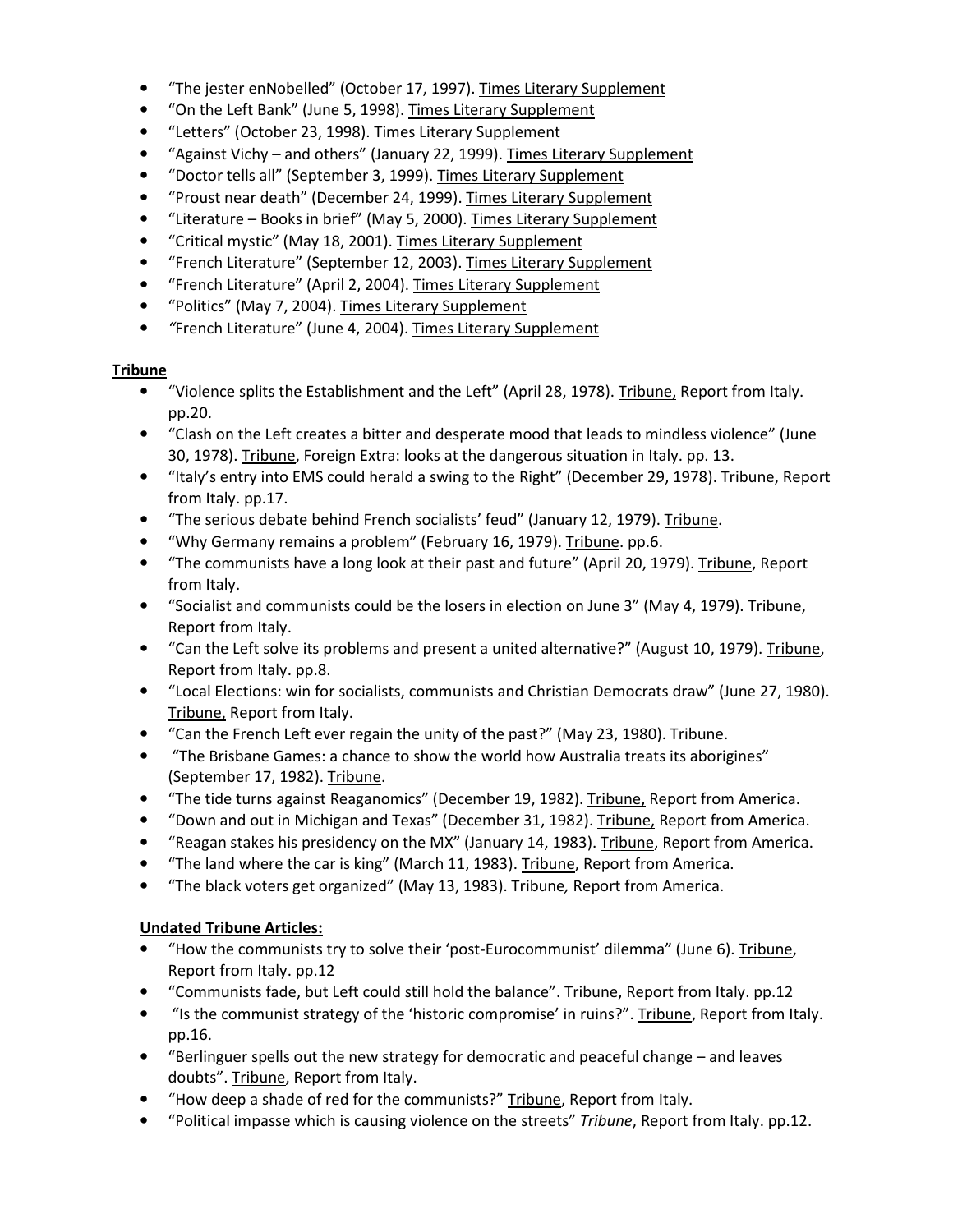- “The jester enNobelled” (October 17, 1997). Times Literary Supplement
- “On the Left Bank” (June 5, 1998). Times Literary Supplement
- “Letters” (October 23, 1998). Times Literary Supplement
- “Against Vichy – and others” (January 22, 1999). Times Literary Supplement
- “Doctor tells all” (September 3, 1999). Times Literary Supplement
- “Proust near death” (December 24, 1999). Times Literary Supplement
- “Literature – Books in brief” (May 5, 2000). Times Literary Supplement
- “Critical mystic” (May 18, 2001). Times Literary Supplement
- “French Literature” (September 12, 2003). Times Literary Supplement
- “French Literature” (April 2, 2004). Times Literary Supplement
- “Politics” (May 7, 2004). Times Literary Supplement
- “French Literature” (June 4, 2004). Times Literary Supplement

**Tribune**

- “Violence splits the Establishment and the Left” (April 28, 1978). Tribune, Report from Italy. pp.20.
- “Clash on the Left creates a bitter and desperate mood that leads to mindless violence” (June 30, 1978). Tribune, Foreign Extra: looks at the dangerous situation in Italy. pp. 13.
- “Italy’s entry into EMS could herald a swing to the Right” (December 29, 1978). Tribune, Report from Italy. pp.17.
- “The serious debate behind French socialists’ feud” (January 12, 1979). Tribune.
- “Why Germany remains a problem” (February 16, 1979). Tribune. pp.6.
- “The communists have a long look at their past and future” (April 20, 1979). Tribune, Report from Italy.
- “Socialist and communists could be the losers in election on June 3” (May 4, 1979). Tribune, Report from Italy.
- “Can the Left solve its problems and present a united alternative?” (August 10, 1979). Tribune, Report from Italy. pp.8.
- “Local Elections: win for socialists, communists and Christian Democrats draw” (June 27, 1980). Tribune, Report from Italy.
- “Can the French Left ever regain the unity of the past?” (May 23, 1980). Tribune.
- “The Brisbane Games: a chance to show the world how Australia treats its aborigines” (September 17, 1982). Tribune.
- “The tide turns against Reaganomics” (December 19, 1982). Tribune, Report from America.
- “Down and out in Michigan and Texas” (December 31, 1982). Tribune, Report from America.
- “Reagan stakes his presidency on the MX” (January 14, 1983). Tribune, Report from America.
- “The land where the car is king” (March 11, 1983). Tribune, Report from America.
- “The black voters get organized” (May 13, 1983). Tribune, Report from America.

**Undated Tribune Articles:**

- “How the communists try to solve their ‘post-Eurocommunist’ dilemma” (June 6). Tribune, Report from Italy. pp.12
- “Communists fade, but Left could still hold the balance”. Tribune, Report from Italy. pp.12
- “Is the communist strategy of the ‘historic compromise’ in ruins?”. Tribune, Report from Italy. pp.16.
- “Berlinguer spells out the new strategy for democratic and peaceful change – and leaves doubts”. Tribune, Report from Italy.
- “How deep a shade of red for the communists?” Tribune, Report from Italy.
- “Political impasse which is causing violence on the streets” *Tribune*, Report from Italy. pp.12.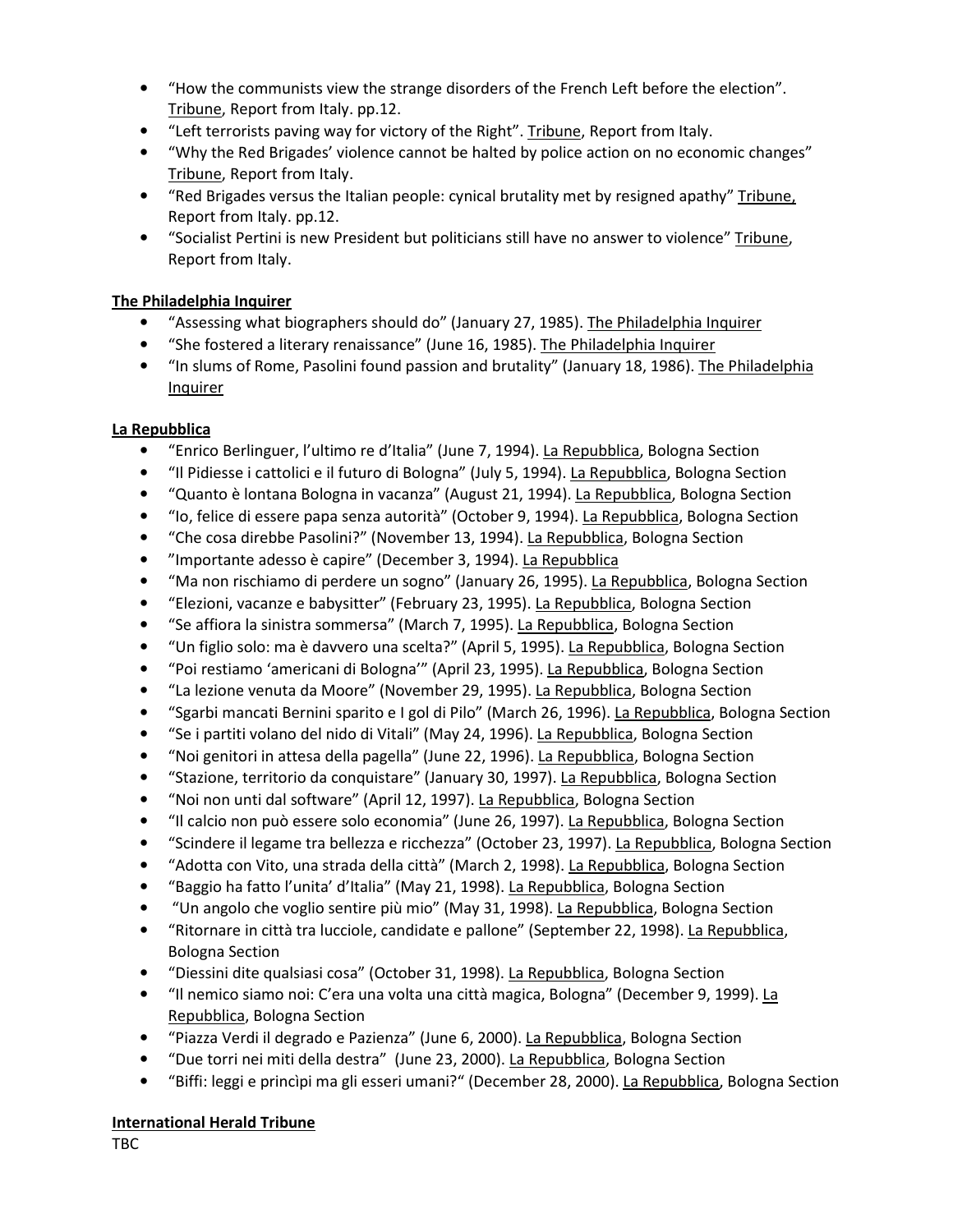- "How the communists view the strange disorders of the French Left before the election". Tribune, Report from Italy. pp.12.
- "Left terrorists paving way for victory of the Right". Tribune, Report from Italy.
- "Why the Red Brigades' violence cannot be halted by police action on no economic changes" Tribune, Report from Italy.
- "Red Brigades versus the Italian people: cynical brutality met by resigned apathy" Tribune, Report from Italy. pp.12.
- "Socialist Pertini is new President but politicians still have no answer to violence" Tribune, Report from Italy.

**The Philadelphia Inquirer**

- "Assessing what biographers should do" (January 27, 1985). The Philadelphia Inquirer
- "She fostered a literary renaissance" (June 16, 1985). The Philadelphia Inquirer
- "In slums of Rome, Pasolini found passion and brutality" (January 18, 1986). The Philadelphia Inquirer

**La Repubblica**

- "Enrico Berlinguer, l'ultimo re d'Italia" (June 7, 1994). La Repubblica, Bologna Section
- "Il Pidiesse i cattolici e il futuro di Bologna" (July 5, 1994). La Repubblica, Bologna Section
- "Quanto è lontana Bologna in vacanza" (August 21, 1994). La Repubblica, Bologna Section
- "Io, felice di essere papa senza autorità" (October 9, 1994). La Repubblica, Bologna Section
- "Che cosa direbbe Pasolini?" (November 13, 1994). La Repubblica, Bologna Section
- "Importante adesso è capire" (December 3, 1994). La Repubblica
- "Ma non rischiamo di perdere un sogno" (January 26, 1995). La Repubblica, Bologna Section
- "Elezioni, vacanze e babysitter" (February 23, 1995). La Repubblica, Bologna Section
- "Se affiora la sinistra sommersa" (March 7, 1995). La Repubblica, Bologna Section
- "Un figlio solo: ma è davvero una scelta?" (April 5, 1995). La Repubblica, Bologna Section
- "Poi restiamo 'americani di Bologna'" (April 23, 1995). La Repubblica, Bologna Section
- "La lezione venuta da Moore" (November 29, 1995). La Repubblica, Bologna Section
- "Sgarbi mancati Bernini sparito e I gol di Pilo" (March 26, 1996). La Repubblica, Bologna Section
- "Se i partiti volano del nido di Vitali" (May 24, 1996). La Repubblica, Bologna Section
- "Noi genitori in attesa della pagella" (June 22, 1996). La Repubblica, Bologna Section
- "Stazione, territorio da conquistare" (January 30, 1997). La Repubblica, Bologna Section
- "Noi non unti dal software" (April 12, 1997). La Repubblica, Bologna Section
- "Il calcio non può essere solo economia" (June 26, 1997). La Repubblica, Bologna Section
- "Scindere il legame tra bellezza e ricchezza" (October 23, 1997). La Repubblica, Bologna Section
- "Adotta con Vito, una strada della città" (March 2, 1998). La Repubblica, Bologna Section
- "Baggio ha fatto l'unita' d'Italia" (May 21, 1998). La Repubblica, Bologna Section
- "Un angolo che voglio sentire più mio" (May 31, 1998). La Repubblica, Bologna Section
- "Ritornare in città tra lucciole, candidate e pallone" (September 22, 1998). La Repubblica, Bologna Section
- "Diessini dite qualsiasi cosa" (October 31, 1998). La Repubblica, Bologna Section
- "Il nemico siamo noi: C'era una volta una città magica, Bologna" (December 9, 1999). La Repubblica, Bologna Section
- "Piazza Verdi il degrado e Pazienza" (June 6, 2000). La Repubblica, Bologna Section
- "Due torri nei miti della destra" (June 23, 2000). La Repubblica, Bologna Section
- "Biffi: leggi e princìpi ma gli esseri umani?" (December 28, 2000). La Repubblica, Bologna Section

**International Herald Tribune**

TBC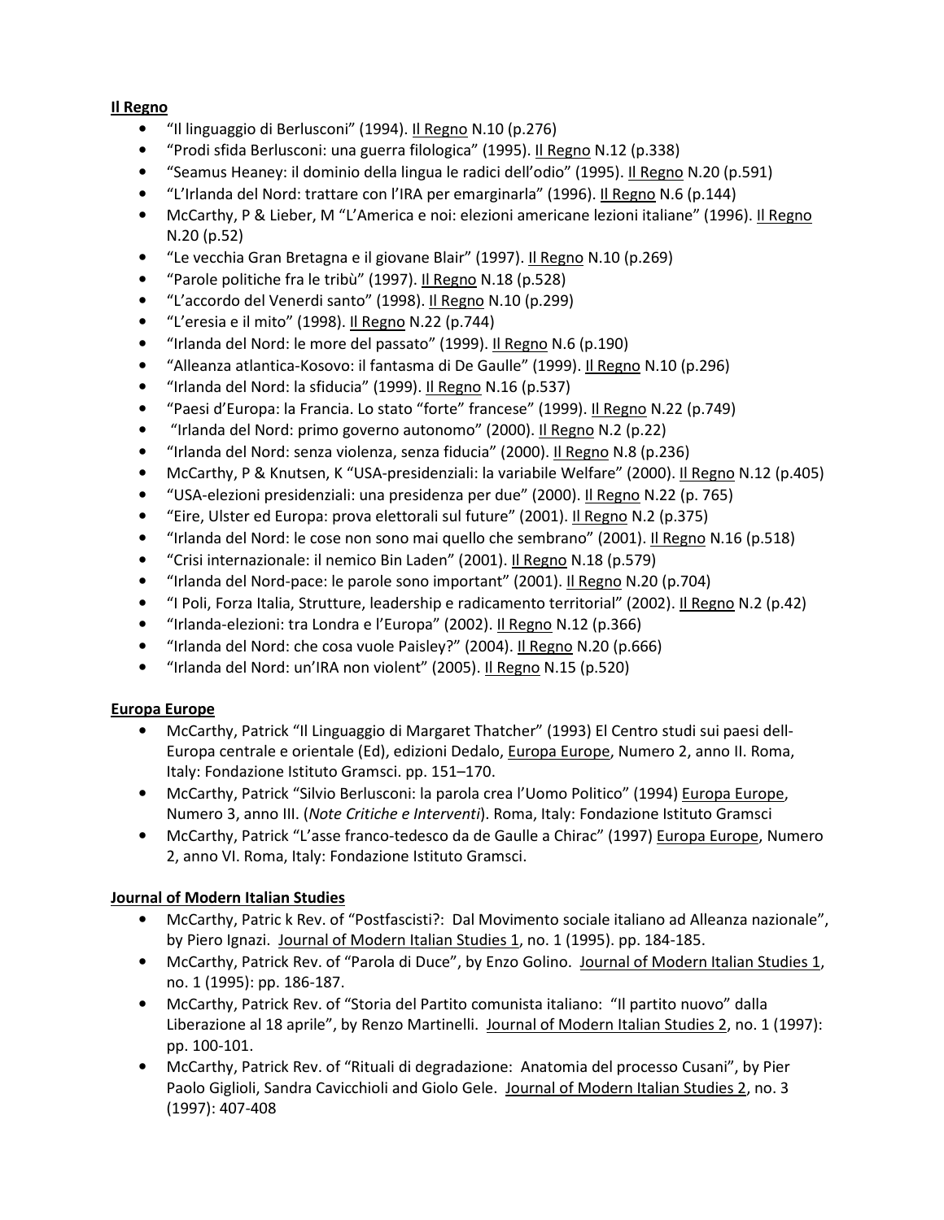**Il Regno**

- "Il linguaggio di Berlusconi" (1994). Il Regno N.10 (p.276)
- "Prodi sfida Berlusconi: una guerra filologica" (1995). Il Regno N.12 (p.338)
- "Seamus Heaney: il dominio della lingua le radici dell'odio" (1995). Il Regno N.20 (p.591)
- "L'Irlanda del Nord: trattare con l'IRA per emarginarla" (1996). Il Regno N.6 (p.144)
- McCarthy, P & Lieber, M "L'America e noi: elezioni americane lezioni italiane" (1996). Il Regno N.20 (p.52)
- "Le vecchia Gran Bretagna e il giovane Blair" (1997). Il Regno N.10 (p.269)
- "Parole politiche fra le tribù" (1997). Il Regno N.18 (p.528)
- "L'accordo del Venerdi santo" (1998). Il Regno N.10 (p.299)
- "L'eresia e il mito" (1998). Il Regno N.22 (p.744)
- "Irlanda del Nord: le more del passato" (1999). Il Regno N.6 (p.190)
- "Alleanza atlantica-Kosovo: il fantasma di De Gaulle" (1999). Il Regno N.10 (p.296)
- "Irlanda del Nord: la sfiducia" (1999). Il Regno N.16 (p.537)
- "Paesi d'Europa: la Francia. Lo stato "forte" francese" (1999). Il Regno N.22 (p.749)
- "Irlanda del Nord: primo governo autonomo" (2000). Il Regno N.2 (p.22)
- "Irlanda del Nord: senza violenza, senza fiducia" (2000). Il Regno N.8 (p.236)
- McCarthy, P & Knutsen, K "USA-presidenziali: la variabile Welfare" (2000). Il Regno N.12 (p.405)
- "USA-elezioni presidenziali: una presidenza per due" (2000). Il Regno N.22 (p. 765)
- "Eire, Ulster ed Europa: prova elettorali sul future" (2001). Il Regno N.2 (p.375)
- "Irlanda del Nord: le cose non sono mai quello che sembrano" (2001). Il Regno N.16 (p.518)
- "Crisi internazionale: il nemico Bin Laden" (2001). Il Regno N.18 (p.579)
- "Irlanda del Nord-pace: le parole sono important" (2001). Il Regno N.20 (p.704)
- "I Poli, Forza Italia, Strutture, leadership e radicamento territorial" (2002). Il Regno N.2 (p.42)
- "Irlanda-elezioni: tra Londra e l'Europa" (2002). Il Regno N.12 (p.366)
- "Irlanda del Nord: che cosa vuole Paisley?" (2004). Il Regno N.20 (p.666)
- "Irlanda del Nord: un'IRA non violent" (2005). Il Regno N.15 (p.520)

**Europa Europe**

- McCarthy, Patrick "Il Linguaggio di Margaret Thatcher" (1993) El Centro studi sui paesi dell-Europa centrale e orientale (Ed), edizioni Dedalo, Europa Europe, Numero 2, anno II. Roma, Italy: Fondazione Istituto Gramsci. pp. 151–170.
- McCarthy, Patrick "Silvio Berlusconi: la parola crea l'Uomo Politico" (1994) Europa Europe, Numero 3, anno III. (*Note Critiche e Interventi*). Roma, Italy: Fondazione Istituto Gramsci
- McCarthy, Patrick "L'asse franco-tedesco da de Gaulle a Chirac" (1997) Europa Europe, Numero 2, anno VI. Roma, Italy: Fondazione Istituto Gramsci.

**Journal of Modern Italian Studies**

- McCarthy, Patric k Rev. of "Postfascisti?: Dal Movimento sociale italiano ad Alleanza nazionale", by Piero Ignazi. Journal of Modern Italian Studies 1, no. 1 (1995). pp. 184-185.
- McCarthy, Patrick Rev. of "Parola di Duce", by Enzo Golino. Journal of Modern Italian Studies 1, no. 1 (1995): pp. 186-187.
- McCarthy, Patrick Rev. of "Storia del Partito comunista italiano: "Il partito nuovo" dalla Liberazione al 18 aprile", by Renzo Martinelli. Journal of Modern Italian Studies 2, no. 1 (1997): pp. 100-101.
- McCarthy, Patrick Rev. of "Rituali di degradazione: Anatomia del processo Cusani", by Pier Paolo Giglioli, Sandra Cavicchioli and Giolo Gele. Journal of Modern Italian Studies 2, no. 3 (1997): 407-408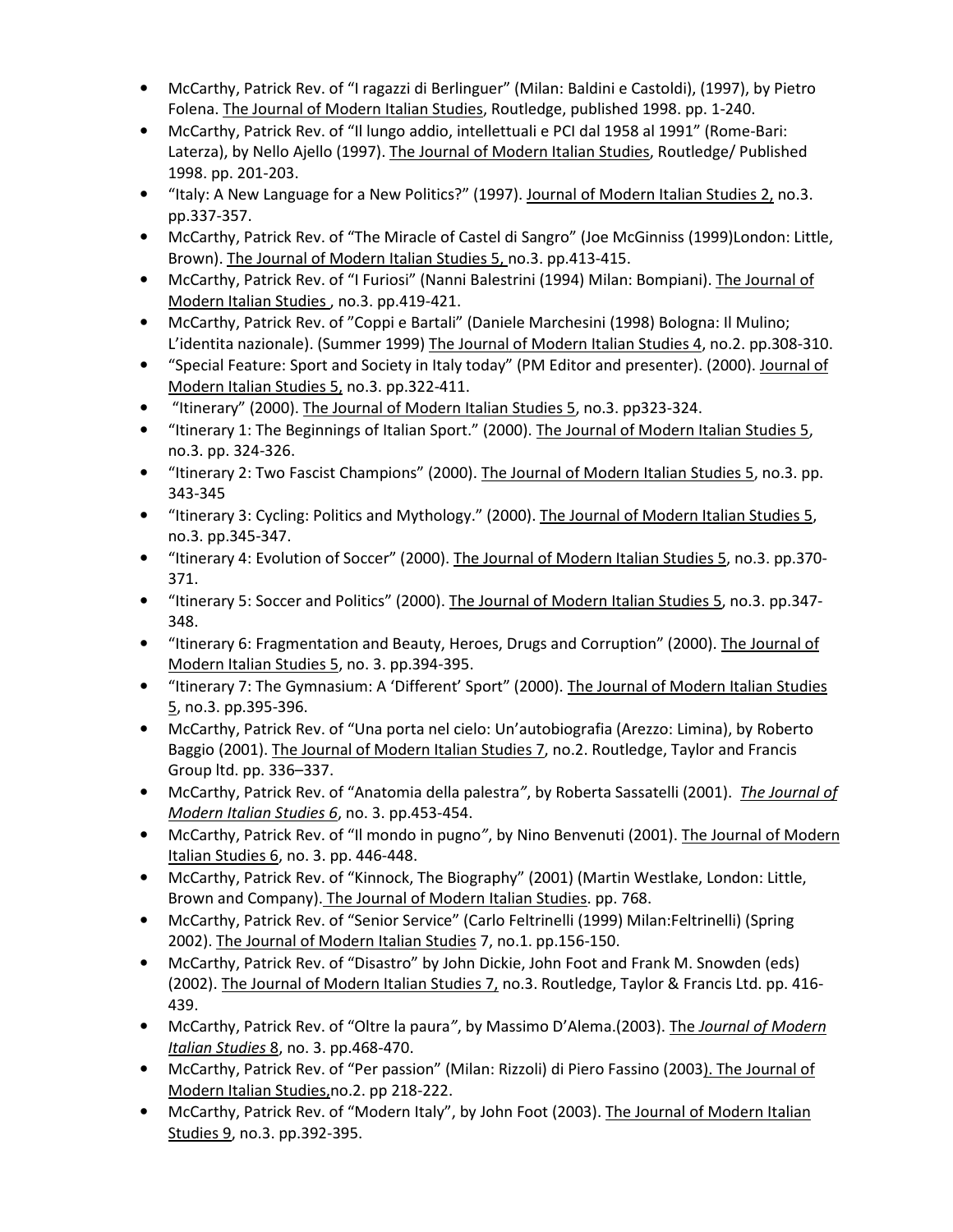- McCarthy, Patrick Rev. of "I ragazzi di Berlinguer" (Milan: Baldini e Castoldi), (1997), by Pietro Folena. The Journal of Modern Italian Studies, Routledge, published 1998. pp. 1-240.
- McCarthy, Patrick Rev. of "Il lungo addio, intellettuali e PCI dal 1958 al 1991" (Rome-Bari: Laterza), by Nello Ajello (1997). The Journal of Modern Italian Studies, Routledge/ Published 1998. pp. 201-203.
- "Italy: A New Language for a New Politics?" (1997). Journal of Modern Italian Studies 2, no.3. pp.337-357.
- McCarthy, Patrick Rev. of "The Miracle of Castel di Sangro" (Joe McGinniss (1999)London: Little, Brown). The Journal of Modern Italian Studies 5, no.3. pp.413-415.
- McCarthy, Patrick Rev. of "I Furiosi" (Nanni Balestrini (1994) Milan: Bompiani). The Journal of Modern Italian Studies , no.3. pp.419-421.
- McCarthy, Patrick Rev. of "Coppi e Bartali" (Daniele Marchesini (1998) Bologna: Il Mulino; L'identita nazionale). (Summer 1999) The Journal of Modern Italian Studies 4, no.2. pp.308-310.
- "Special Feature: Sport and Society in Italy today" (PM Editor and presenter). (2000). Journal of Modern Italian Studies 5, no.3. pp.322-411.
- "Itinerary" (2000). The Journal of Modern Italian Studies 5, no.3. pp323-324.
- "Itinerary 1: The Beginnings of Italian Sport." (2000). The Journal of Modern Italian Studies 5, no.3. pp. 324-326.
- "Itinerary 2: Two Fascist Champions" (2000). The Journal of Modern Italian Studies 5, no.3. pp. 343-345
- "Itinerary 3: Cycling: Politics and Mythology." (2000). The Journal of Modern Italian Studies 5, no.3. pp.345-347.
- "Itinerary 4: Evolution of Soccer" (2000). The Journal of Modern Italian Studies 5, no.3. pp.370-371.
- "Itinerary 5: Soccer and Politics" (2000). The Journal of Modern Italian Studies 5, no.3. pp.347-348.
- "Itinerary 6: Fragmentation and Beauty, Heroes, Drugs and Corruption" (2000). The Journal of Modern Italian Studies 5, no. 3. pp.394-395.
- "Itinerary 7: The Gymnasium: A 'Different' Sport" (2000). The Journal of Modern Italian Studies 5, no.3. pp.395-396.
- McCarthy, Patrick Rev. of "Una porta nel cielo: Un'autobiografia (Arezzo: Limina), by Roberto Baggio (2001). The Journal of Modern Italian Studies 7, no.2. Routledge, Taylor and Francis Group ltd. pp. 336–337.
- McCarthy, Patrick Rev. of "Anatomia della palestra", by Roberta Sassatelli (2001). *The Journal of Modern Italian Studies 6*, no. 3. pp.453-454.
- McCarthy, Patrick Rev. of "Il mondo in pugno", by Nino Benvenuti (2001). The Journal of Modern Italian Studies 6, no. 3. pp. 446-448.
- McCarthy, Patrick Rev. of "Kinnock, The Biography" (2001) (Martin Westlake, London: Little, Brown and Company). The Journal of Modern Italian Studies. pp. 768.
- McCarthy, Patrick Rev. of "Senior Service" (Carlo Feltrinelli (1999) Milan:Feltrinelli) (Spring 2002). The Journal of Modern Italian Studies 7, no.1. pp.156-150.
- McCarthy, Patrick Rev. of "Disastro" by John Dickie, John Foot and Frank M. Snowden (eds) (2002). The Journal of Modern Italian Studies 7, no.3. Routledge, Taylor & Francis Ltd. pp. 416-439.
- McCarthy, Patrick Rev. of "Oltre la paura", by Massimo D'Alema.(2003). The *Journal of Modern Italian Studies* 8, no. 3. pp.468-470.
- McCarthy, Patrick Rev. of "Per passion" (Milan: Rizzoli) di Piero Fassino (2003). The Journal of Modern Italian Studies,no.2. pp 218-222.
- McCarthy, Patrick Rev. of "Modern Italy", by John Foot (2003). The Journal of Modern Italian Studies 9, no.3. pp.392-395.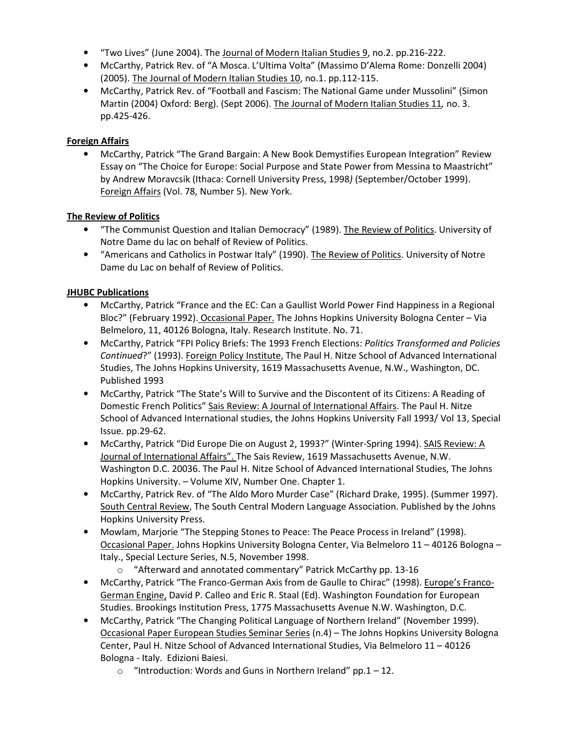- "Two Lives" (June 2004). The Journal of Modern Italian Studies 9, no.2. pp.216-222.
- McCarthy, Patrick Rev. of "A Mosca. L'Ultima Volta" (Massimo D'Alema Rome: Donzelli 2004) (2005). The Journal of Modern Italian Studies 10, no.1. pp.112-115.
- McCarthy, Patrick Rev. of "Football and Fascism: The National Game under Mussolini" (Simon Martin (2004) Oxford: Berg). (Sept 2006). The Journal of Modern Italian Studies 11*,* no. 3. pp.425-426.

**Foreign Affairs**

- McCarthy, Patrick "The Grand Bargain: A New Book Demystifies European Integration" Review Essay on "The Choice for Europe: Social Purpose and State Power from Messina to Maastricht" by Andrew Moravcsik (Ithaca: Cornell University Press, 1998*)* (September/October 1999). Foreign Affairs (Vol. 78, Number 5). New York.

**The Review of Politics**

- "The Communist Question and Italian Democracy" (1989). The Review of Politics. University of Notre Dame du lac on behalf of Review of Politics.
- "Americans and Catholics in Postwar Italy" (1990). The Review of Politics. University of Notre Dame du Lac on behalf of Review of Politics.

**JHUBC Publications**

- McCarthy, Patrick "France and the EC: Can a Gaullist World Power Find Happiness in a Regional Bloc?" (February 1992). Occasional Paper. The Johns Hopkins University Bologna Center – Via Belmeloro, 11, 40126 Bologna, Italy. Research Institute. No. 71.
- McCarthy, Patrick "FPI Policy Briefs: The 1993 French Elections: *Politics Transformed and Policies Continued*?" (1993). Foreign Policy Institute, The Paul H. Nitze School of Advanced International Studies, The Johns Hopkins University, 1619 Massachusetts Avenue, N.W., Washington, DC. Published 1993
- McCarthy, Patrick "The State's Will to Survive and the Discontent of its Citizens: A Reading of Domestic French Politics" Sais Review: A Journal of International Affairs. The Paul H. Nitze School of Advanced International studies, the Johns Hopkins University Fall 1993/ Vol 13, Special Issue. pp.29-62.
- McCarthy, Patrick "Did Europe Die on August 2, 1993?" (Winter-Spring 1994). SAIS Review: A Journal of International Affairs". The Sais Review, 1619 Massachusetts Avenue, N.W. Washington D.C. 20036. The Paul H. Nitze School of Advanced International Studies, The Johns Hopkins University. – Volume XIV, Number One. Chapter 1.
- McCarthy, Patrick Rev. of "The Aldo Moro Murder Case" (Richard Drake, 1995). (Summer 1997). South Central Review, The South Central Modern Language Association. Published by the Johns Hopkins University Press.
- Mowlam, Marjorie "The Stepping Stones to Peace: The Peace Process in Ireland" (1998). Occasional Paper. Johns Hopkins University Bologna Center, Via Belmeloro 11 – 40126 Bologna – Italy., Special Lecture Series, N.5, November 1998.
  - "Afterward and annotated commentary" Patrick McCarthy pp. 13-16
- McCarthy, Patrick "The Franco-German Axis from de Gaulle to Chirac" (1998). Europe's Franco-German Engine, David P. Calleo and Eric R. Staal (Ed). Washington Foundation for European Studies. Brookings Institution Press, 1775 Massachusetts Avenue N.W. Washington, D.C.
- McCarthy, Patrick "The Changing Political Language of Northern Ireland" (November 1999). Occasional Paper European Studies Seminar Series (n.4) – The Johns Hopkins University Bologna Center, Paul H. Nitze School of Advanced International Studies, Via Belmeloro 11 – 40126 Bologna - Italy. Edizioni Baiesi.
  - "Introduction: Words and Guns in Northern Ireland" pp.1 – 12.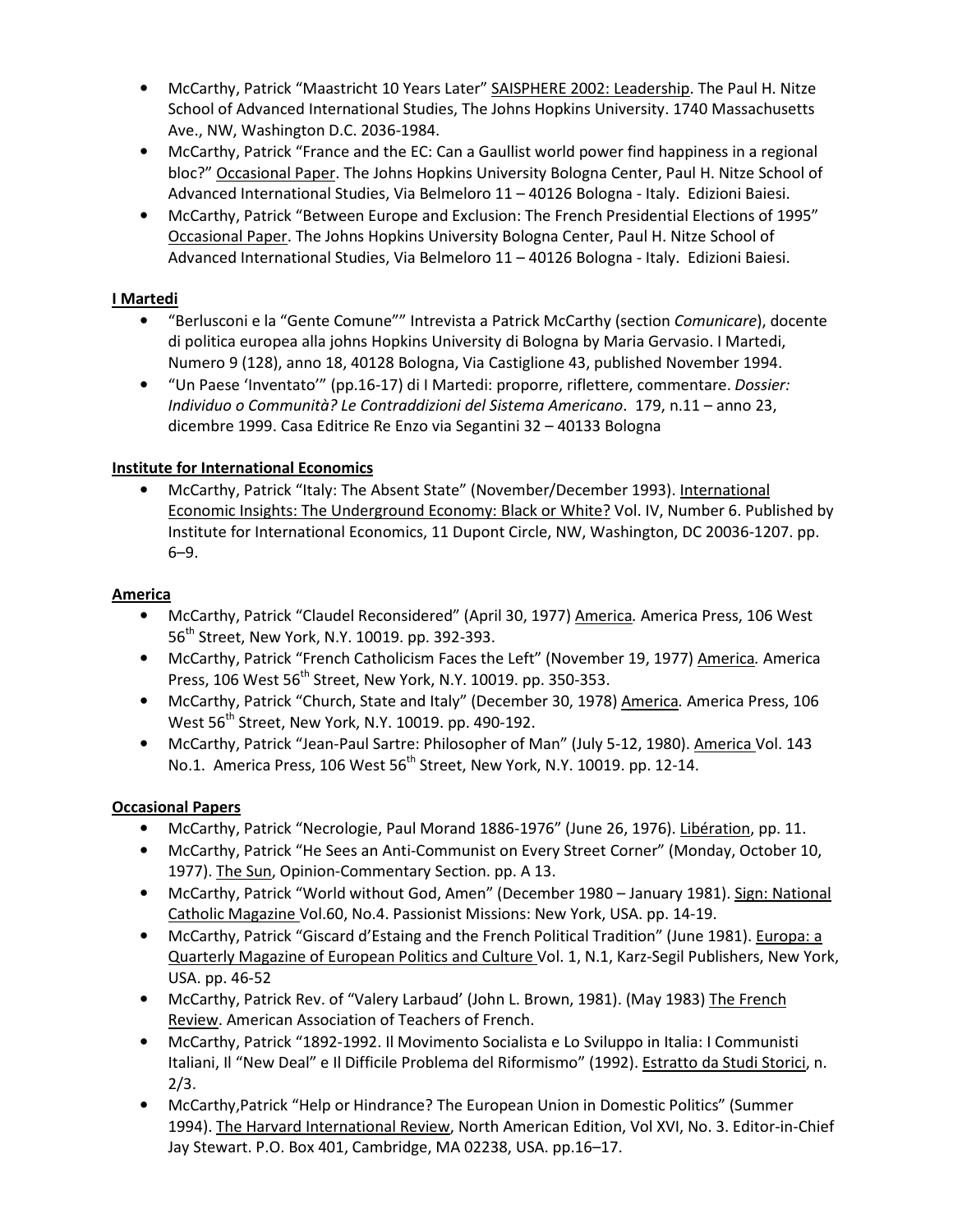- McCarthy, Patrick "Maastricht 10 Years Later" <u>SAISPHERE 2002: Leadership</u>. The Paul H. Nitze School of Advanced International Studies, The Johns Hopkins University. 1740 Massachusetts Ave., NW, Washington D.C. 2036-1984.
- McCarthy, Patrick "France and the EC: Can a Gaullist world power find happiness in a regional bloc?" <u>Occasional Paper</u>. The Johns Hopkins University Bologna Center, Paul H. Nitze School of Advanced International Studies, Via Belmeloro 11 – 40126 Bologna - Italy. Edizioni Baiesi.
- McCarthy, Patrick "Between Europe and Exclusion: The French Presidential Elections of 1995" <u>Occasional Paper</u>. The Johns Hopkins University Bologna Center, Paul H. Nitze School of Advanced International Studies, Via Belmeloro 11 – 40126 Bologna - Italy. Edizioni Baiesi.

**<u>I Martedi</u>**

- "Berlusconi e la "Gente Comune"" Intrevista a Patrick McCarthy (section *Comunicare*), docente di politica europea alla johns Hopkins University di Bologna by Maria Gervasio. I Martedi, Numero 9 (128), anno 18, 40128 Bologna, Via Castiglione 43, published November 1994.
- "Un Paese 'Inventato'" (pp.16-17) di I Martedi: proporre, riflettere, commentare. *Dossier: Individuo o Communità? Le Contraddizioni del Sistema Americano*. 179, n.11 – anno 23, dicembre 1999. Casa Editrice Re Enzo via Segantini 32 – 40133 Bologna

**<u>Institute for International Economics</u>**

- McCarthy, Patrick "Italy: The Absent State" (November/December 1993). <u>International Economic Insights: The Underground Economy: Black or White?</u> Vol. IV, Number 6. Published by Institute for International Economics, 11 Dupont Circle, NW, Washington, DC 20036-1207. pp. 6–9.

**<u>America</u>**

- McCarthy, Patrick "Claudel Reconsidered" (April 30, 1977) <u>America</u>*.* America Press, 106 West 56th Street, New York, N.Y. 10019. pp. 392-393.
- McCarthy, Patrick "French Catholicism Faces the Left" (November 19, 1977) <u>America</u>*.* America Press, 106 West 56th Street, New York, N.Y. 10019. pp. 350-353.
- McCarthy, Patrick "Church, State and Italy" (December 30, 1978) <u>America</u>*.* America Press, 106 West 56th Street, New York, N.Y. 10019. pp. 490-192.
- McCarthy, Patrick "Jean-Paul Sartre: Philosopher of Man" (July 5-12, 1980). <u>America</u> Vol. 143 No.1. America Press, 106 West 56th Street, New York, N.Y. 10019. pp. 12-14.

**<u>Occasional Papers</u>**

- McCarthy, Patrick "Necrologie, Paul Morand 1886-1976" (June 26, 1976). <u>Libération</u>, pp. 11.
- McCarthy, Patrick "He Sees an Anti-Communist on Every Street Corner" (Monday, October 10, 1977). <u>The Sun</u>, Opinion-Commentary Section. pp. A 13.
- McCarthy, Patrick "World without God, Amen" (December 1980 – January 1981). <u>Sign: National Catholic Magazine</u> Vol.60, No.4. Passionist Missions: New York, USA. pp. 14-19.
- McCarthy, Patrick "Giscard d'Estaing and the French Political Tradition" (June 1981). <u>Europa: a Quarterly Magazine of European Politics and Culture</u> Vol. 1, N.1, Karz-Segil Publishers, New York, USA. pp. 46-52
- McCarthy, Patrick Rev. of "Valery Larbaud' (John L. Brown, 1981). (May 1983) <u>The French Review</u>. American Association of Teachers of French.
- McCarthy, Patrick "1892-1992. Il Movimento Socialista e Lo Sviluppo in Italia: I Communisti Italiani, Il "New Deal" e Il Difficile Problema del Riformismo" (1992). <u>Estratto da Studi Storici</u>, n. 2/3.
- McCarthy,Patrick "Help or Hindrance? The European Union in Domestic Politics" (Summer 1994). <u>The Harvard International Review</u>, North American Edition, Vol XVI, No. 3. Editor-in-Chief Jay Stewart. P.O. Box 401, Cambridge, MA 02238, USA. pp.16–17.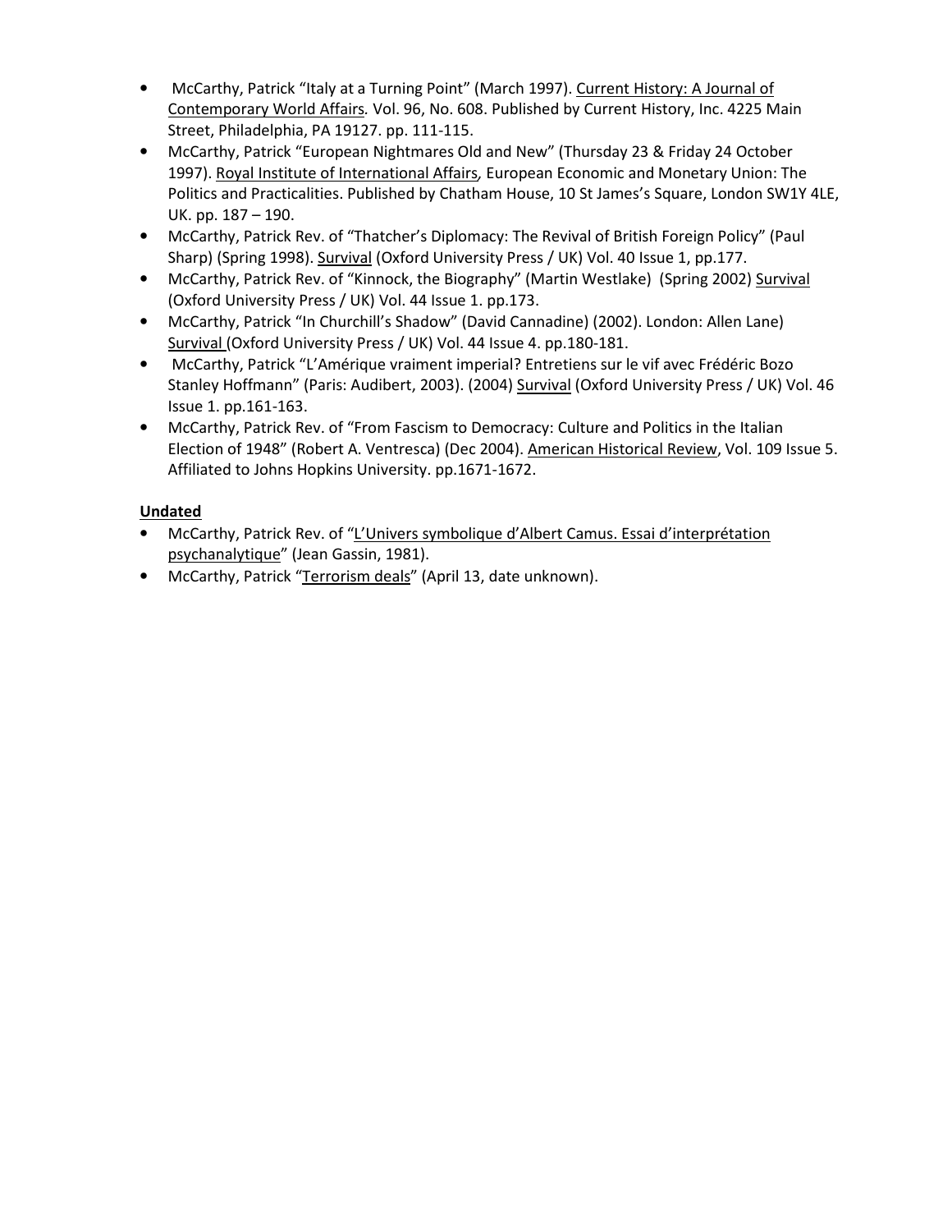- McCarthy, Patrick "Italy at a Turning Point" (March 1997). Current History: A Journal of Contemporary World Affairs*.* Vol. 96, No. 608. Published by Current History, Inc. 4225 Main Street, Philadelphia, PA 19127. pp. 111-115.
- McCarthy, Patrick "European Nightmares Old and New" (Thursday 23 & Friday 24 October 1997). Royal Institute of International Affairs*,* European Economic and Monetary Union: The Politics and Practicalities. Published by Chatham House, 10 St James's Square, London SW1Y 4LE, UK. pp. 187 – 190.
- McCarthy, Patrick Rev. of "Thatcher's Diplomacy: The Revival of British Foreign Policy" (Paul Sharp) (Spring 1998). Survival (Oxford University Press / UK) Vol. 40 Issue 1, pp.177.
- McCarthy, Patrick Rev. of "Kinnock, the Biography" (Martin Westlake) (Spring 2002) Survival (Oxford University Press / UK) Vol. 44 Issue 1. pp.173.
- McCarthy, Patrick "In Churchill's Shadow" (David Cannadine) (2002). London: Allen Lane) Survival (Oxford University Press / UK) Vol. 44 Issue 4. pp.180-181.
- McCarthy, Patrick "L'Amérique vraiment imperial? Entretiens sur le vif avec Frédéric Bozo Stanley Hoffmann" (Paris: Audibert, 2003). (2004) Survival (Oxford University Press / UK) Vol. 46 Issue 1. pp.161-163.
- McCarthy, Patrick Rev. of "From Fascism to Democracy: Culture and Politics in the Italian Election of 1948" (Robert A. Ventresca) (Dec 2004). American Historical Review, Vol. 109 Issue 5. Affiliated to Johns Hopkins University. pp.1671-1672.

**Undated**

- McCarthy, Patrick Rev. of "L'Univers symbolique d'Albert Camus. Essai d'interprétation psychanalytique" (Jean Gassin, 1981).
- McCarthy, Patrick "Terrorism deals" (April 13, date unknown).